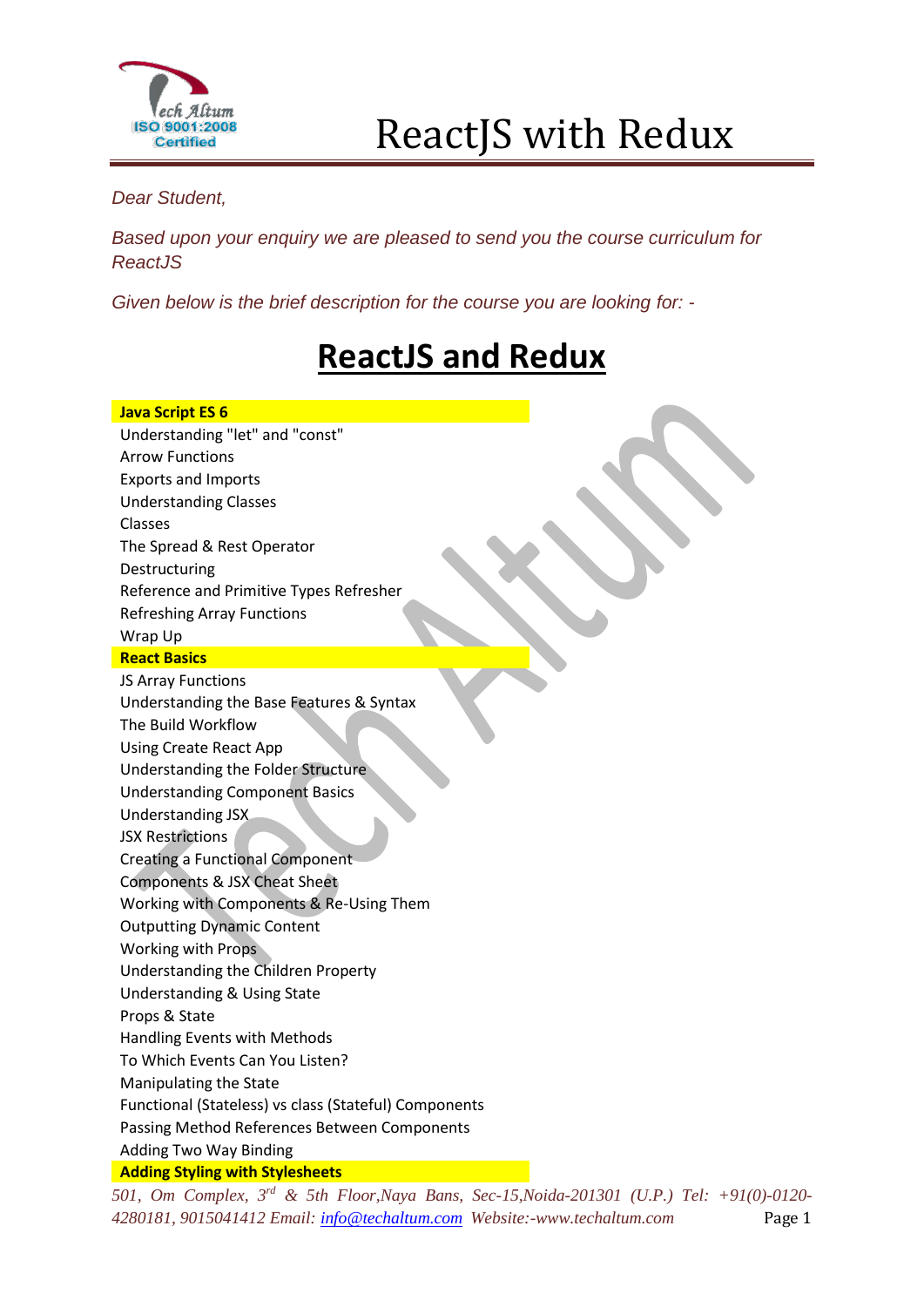# ReactJS with Redux

*Dear Student,*

*Based upon your enquiry we are pleased to send you the course curriculum for ReactJS*

*Given below is the brief description for the course you are looking for: -*

## ReactJS and Redux

**Java Script ES 6**

Understanding "let" and "const"
Arrow Functions
Exports and Imports
Understanding Classes
Classes
The Spread & Rest Operator
Destructuring
Reference and Primitive Types Refresher
Refreshing Array Functions
Wrap Up

**React Basics**

JS Array Functions
Understanding the Base Features & Syntax
The Build Workflow
Using Create React App
Understanding the Folder Structure
Understanding Component Basics
Understanding JSX
JSX Restrictions
Creating a Functional Component
Components & JSX Cheat Sheet
Working with Components & Re-Using Them
Outputting Dynamic Content
Working with Props
Understanding the Children Property
Understanding & Using State
Props & State
Handling Events with Methods
To Which Events Can You Listen?
Manipulating the State
Functional (Stateless) vs class (Stateful) Components
Passing Method References Between Components
Adding Two Way Binding

**Adding Styling with Stylesheets**

*501, Om Complex, 3rd & 5th Floor,Naya Bans, Sec-15,Noida-201301 (U.P.) Tel: +91(0)-0120-4280181, 9015041412 Email: info@techaltum.com Website:-www.techaltum.com*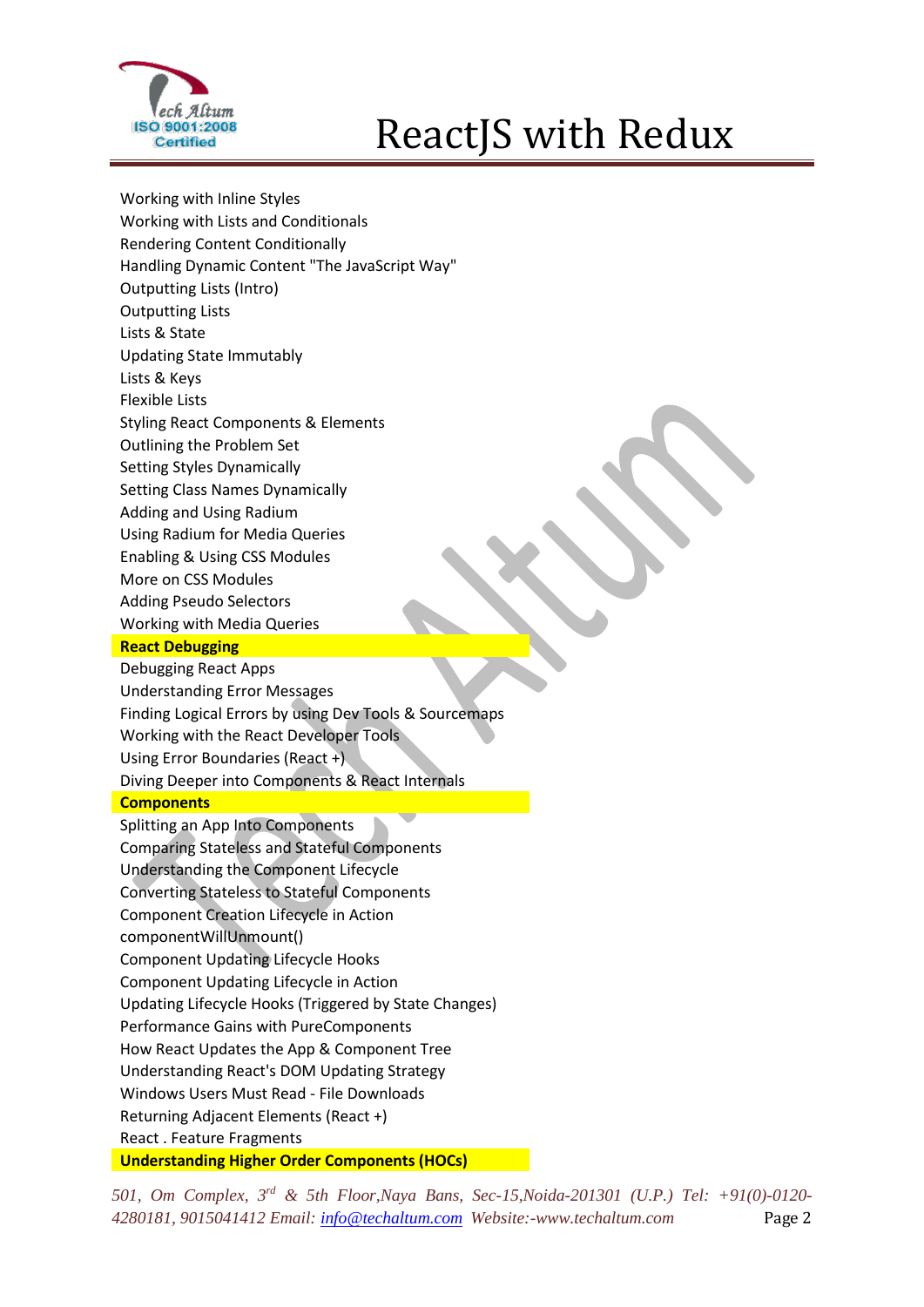Working with Inline Styles
Working with Lists and Conditionals
Rendering Content Conditionally
Handling Dynamic Content "The JavaScript Way"
Outputting Lists (Intro)
Outputting Lists
Lists & State
Updating State Immutably
Lists & Keys
Flexible Lists
Styling React Components & Elements
Outlining the Problem Set
Setting Styles Dynamically
Setting Class Names Dynamically
Adding and Using Radium
Using Radium for Media Queries
Enabling & Using CSS Modules
More on CSS Modules
Adding Pseudo Selectors
Working with Media Queries

**React Debugging**

Debugging React Apps
Understanding Error Messages
Finding Logical Errors by using Dev Tools & Sourcemaps
Working with the React Developer Tools
Using Error Boundaries (React +)
Diving Deeper into Components & React Internals

**Components**

Splitting an App Into Components
Comparing Stateless and Stateful Components
Understanding the Component Lifecycle
Converting Stateless to Stateful Components
Component Creation Lifecycle in Action
componentWillUnmount()
Component Updating Lifecycle Hooks
Component Updating Lifecycle in Action
Updating Lifecycle Hooks (Triggered by State Changes)
Performance Gains with PureComponents
How React Updates the App & Component Tree
Understanding React's DOM Updating Strategy
Windows Users Must Read - File Downloads
Returning Adjacent Elements (React +)
React . Feature Fragments

**Understanding Higher Order Components (HOCs)**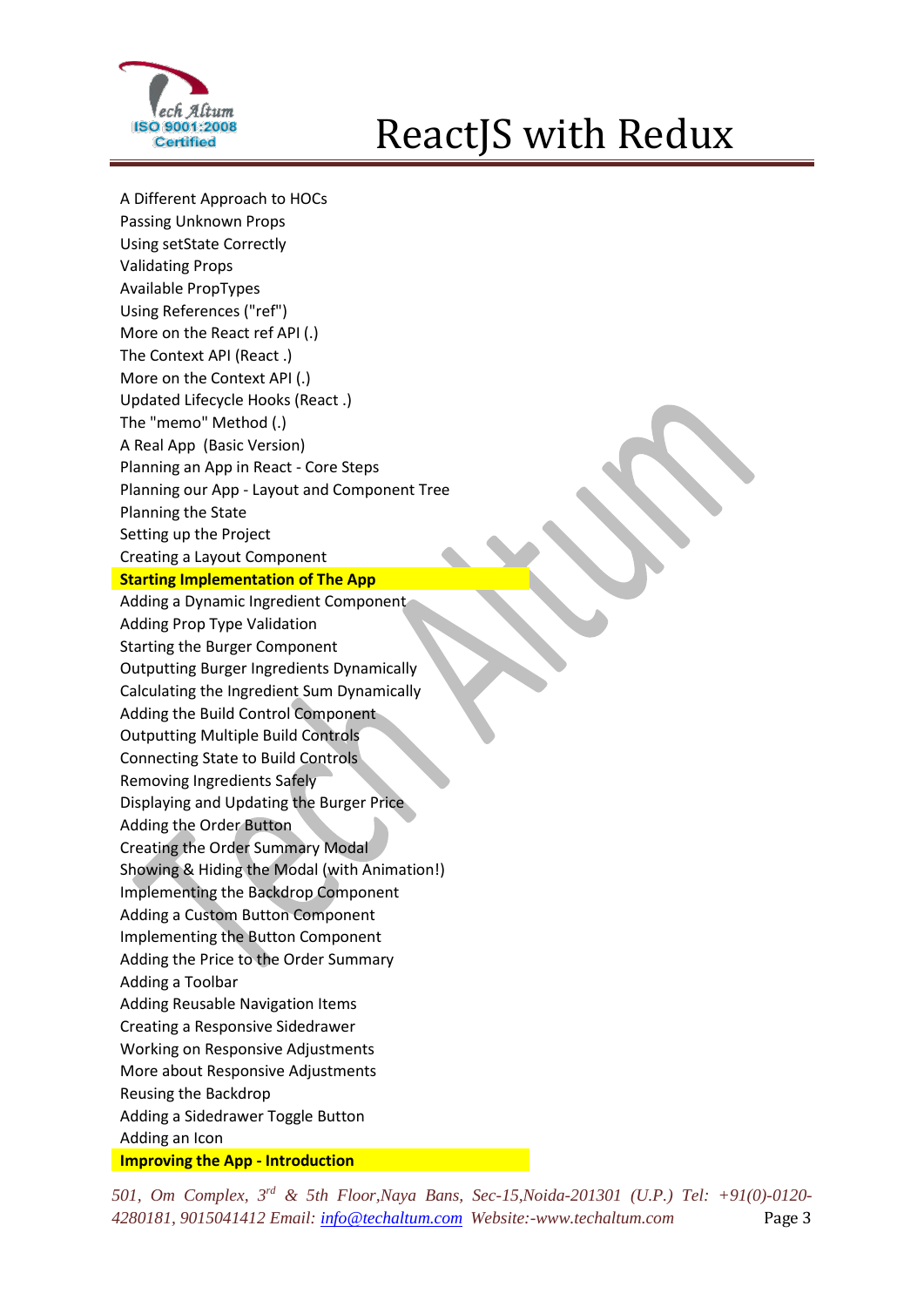A Different Approach to HOCs
Passing Unknown Props
Using setState Correctly
Validating Props
Available PropTypes
Using References ("ref")
More on the React ref API (.)
The Context API (React .)
More on the Context API (.)
Updated Lifecycle Hooks (React .)
The "memo" Method (.)
A Real App (Basic Version)
Planning an App in React - Core Steps
Planning our App - Layout and Component Tree
Planning the State
Setting up the Project
Creating a Layout Component

**Starting Implementation of The App**

Adding a Dynamic Ingredient Component
Adding Prop Type Validation
Starting the Burger Component
Outputting Burger Ingredients Dynamically
Calculating the Ingredient Sum Dynamically
Adding the Build Control Component
Outputting Multiple Build Controls
Connecting State to Build Controls
Removing Ingredients Safely
Displaying and Updating the Burger Price
Adding the Order Button
Creating the Order Summary Modal
Showing & Hiding the Modal (with Animation!)
Implementing the Backdrop Component
Adding a Custom Button Component
Implementing the Button Component
Adding the Price to the Order Summary
Adding a Toolbar
Adding Reusable Navigation Items
Creating a Responsive Sidedrawer
Working on Responsive Adjustments
More about Responsive Adjustments
Reusing the Backdrop
Adding a Sidedrawer Toggle Button
Adding an Icon

**Improving the App - Introduction**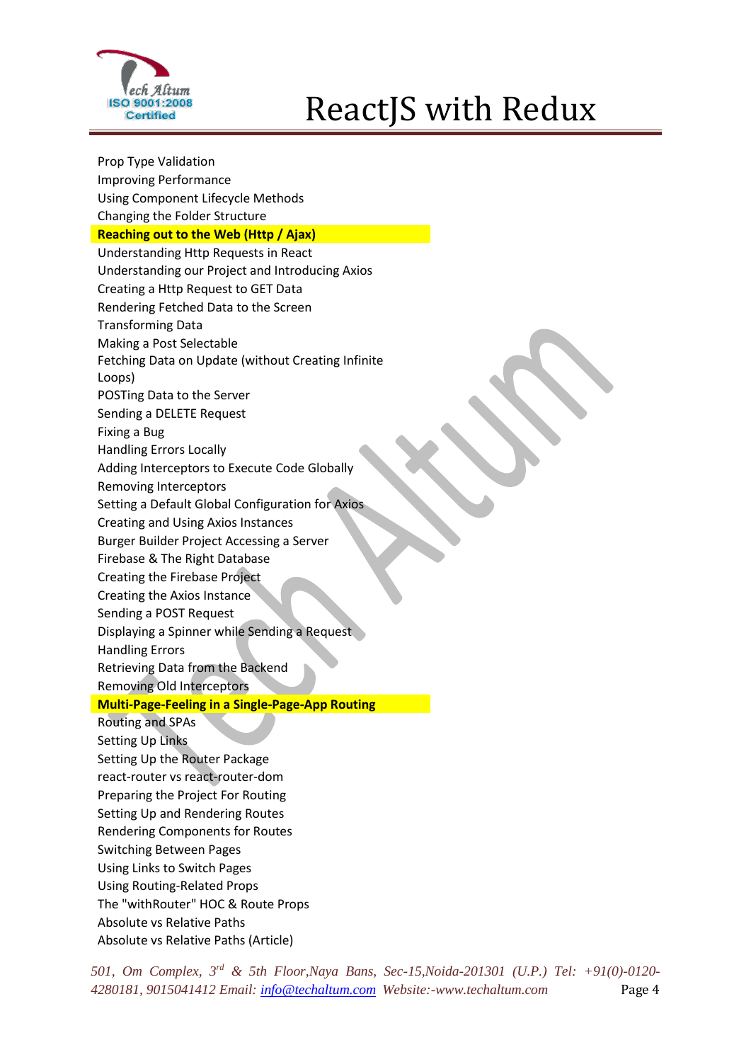Prop Type Validation
Improving Performance
Using Component Lifecycle Methods
Changing the Folder Structure

**Reaching out to the Web (Http / Ajax)**

Understanding Http Requests in React
Understanding our Project and Introducing Axios
Creating a Http Request to GET Data
Rendering Fetched Data to the Screen
Transforming Data
Making a Post Selectable
Fetching Data on Update (without Creating Infinite Loops)
POSTing Data to the Server
Sending a DELETE Request
Fixing a Bug
Handling Errors Locally
Adding Interceptors to Execute Code Globally
Removing Interceptors
Setting a Default Global Configuration for Axios
Creating and Using Axios Instances
Burger Builder Project Accessing a Server
Firebase & The Right Database
Creating the Firebase Project
Creating the Axios Instance
Sending a POST Request
Displaying a Spinner while Sending a Request
Handling Errors
Retrieving Data from the Backend
Removing Old Interceptors

**Multi-Page-Feeling in a Single-Page-App Routing**

Routing and SPAs
Setting Up Links
Setting Up the Router Package
react-router vs react-router-dom
Preparing the Project For Routing
Setting Up and Rendering Routes
Rendering Components for Routes
Switching Between Pages
Using Links to Switch Pages
Using Routing-Related Props
The "withRouter" HOC & Route Props
Absolute vs Relative Paths
Absolute vs Relative Paths (Article)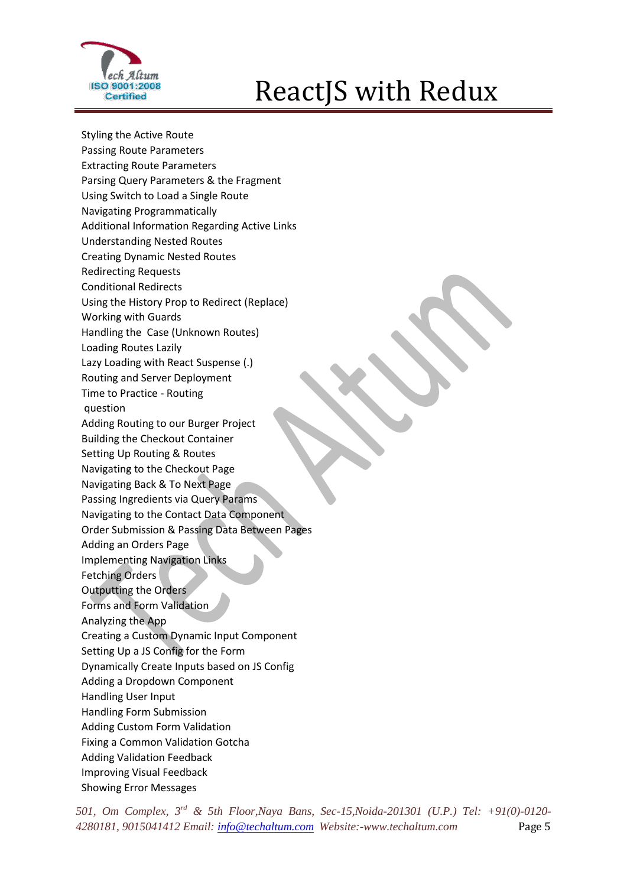Styling the Active Route
Passing Route Parameters
Extracting Route Parameters
Parsing Query Parameters & the Fragment
Using Switch to Load a Single Route
Navigating Programmatically
Additional Information Regarding Active Links
Understanding Nested Routes
Creating Dynamic Nested Routes
Redirecting Requests
Conditional Redirects
Using the History Prop to Redirect (Replace)
Working with Guards
Handling the  Case (Unknown Routes)
Loading Routes Lazily
Lazy Loading with React Suspense (.)
Routing and Server Deployment
Time to Practice - Routing
 question
Adding Routing to our Burger Project
Building the Checkout Container
Setting Up Routing & Routes
Navigating to the Checkout Page
Navigating Back & To Next Page
Passing Ingredients via Query Params
Navigating to the Contact Data Component
Order Submission & Passing Data Between Pages
Adding an Orders Page
Implementing Navigation Links
Fetching Orders
Outputting the Orders
Forms and Form Validation
Analyzing the App
Creating a Custom Dynamic Input Component
Setting Up a JS Config for the Form
Dynamically Create Inputs based on JS Config
Adding a Dropdown Component
Handling User Input
Handling Form Submission
Adding Custom Form Validation
Fixing a Common Validation Gotcha
Adding Validation Feedback
Improving Visual Feedback
Showing Error Messages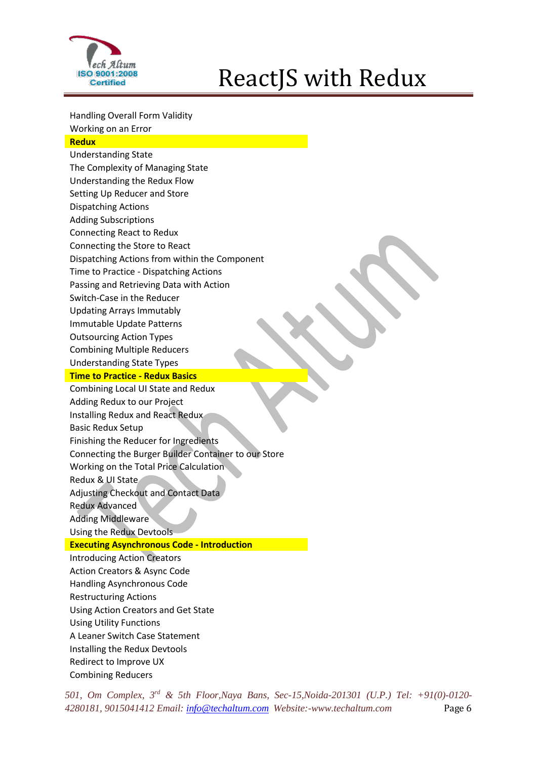Handling Overall Form Validity
Working on an Error

**Redux**

Understanding State
The Complexity of Managing State
Understanding the Redux Flow
Setting Up Reducer and Store
Dispatching Actions
Adding Subscriptions
Connecting React to Redux
Connecting the Store to React
Dispatching Actions from within the Component
Time to Practice - Dispatching Actions
Passing and Retrieving Data with Action
Switch-Case in the Reducer
Updating Arrays Immutably
Immutable Update Patterns
Outsourcing Action Types
Combining Multiple Reducers
Understanding State Types

**Time to Practice - Redux Basics**

Combining Local UI State and Redux
Adding Redux to our Project
Installing Redux and React Redux
Basic Redux Setup
Finishing the Reducer for Ingredients
Connecting the Burger Builder Container to our Store
Working on the Total Price Calculation
Redux & UI State
Adjusting Checkout and Contact Data
Redux Advanced
Adding Middleware
Using the Redux Devtools

**Executing Asynchronous Code - Introduction**

Introducing Action Creators
Action Creators & Async Code
Handling Asynchronous Code
Restructuring Actions
Using Action Creators and Get State
Using Utility Functions
A Leaner Switch Case Statement
Installing the Redux Devtools
Redirect to Improve UX
Combining Reducers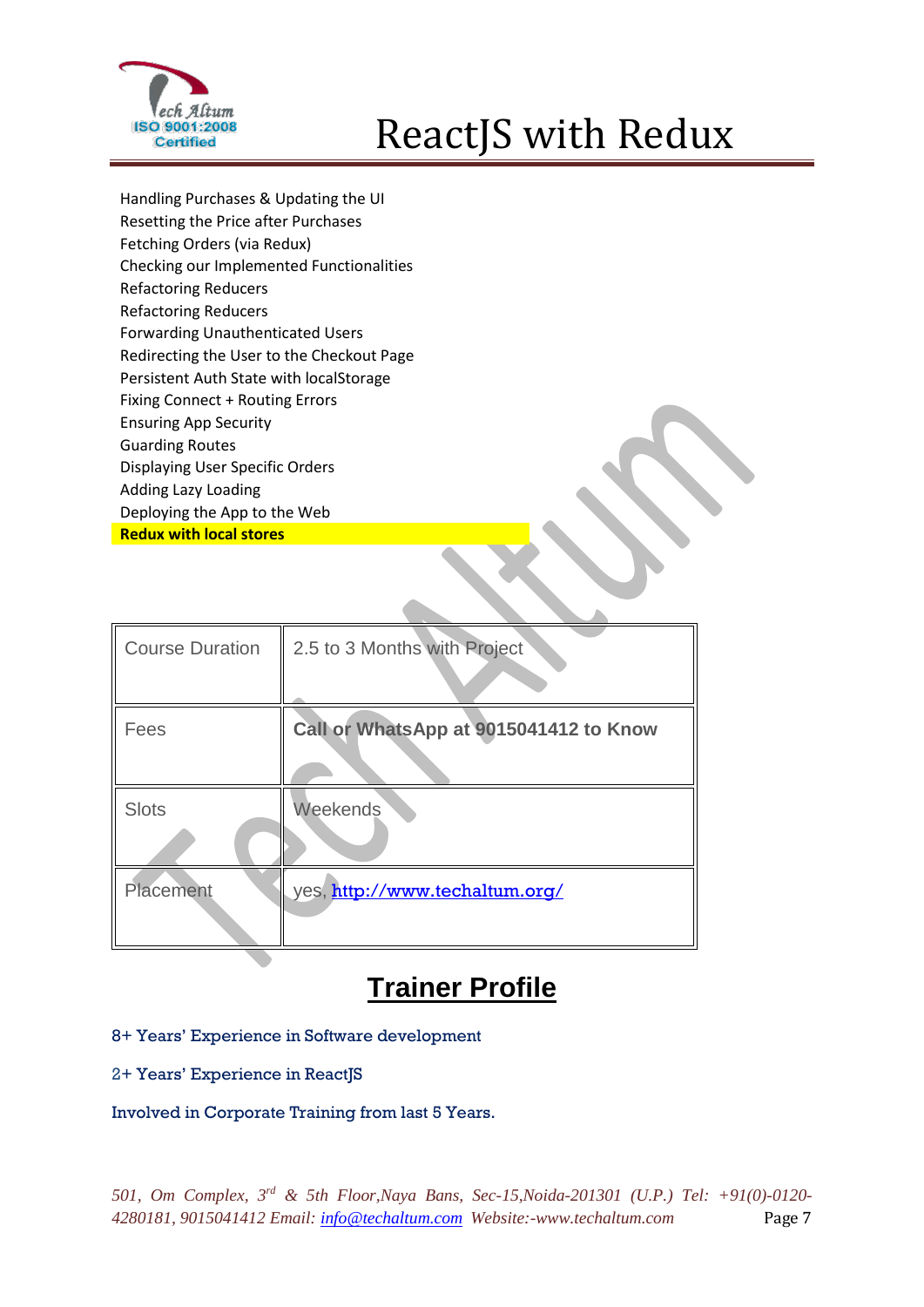Handling Purchases & Updating the UI
Resetting the Price after Purchases
Fetching Orders (via Redux)
Checking our Implemented Functionalities
Refactoring Reducers
Refactoring Reducers
Forwarding Unauthenticated Users
Redirecting the User to the Checkout Page
Persistent Auth State with localStorage
Fixing Connect + Routing Errors
Ensuring App Security
Guarding Routes
Displaying User Specific Orders
Adding Lazy Loading
Deploying the App to the Web
**Redux with local stores**

| | |
|---|---|
| Course Duration | 2.5 to 3 Months with Project |
| Fees | **Call or WhatsApp at 9015041412 to Know** |
| Slots | Weekends |
| Placement | yes, [http://www.techaltum.org/](http://www.techaltum.org/) |

## Trainer Profile

8+ Years' Experience in Software development

2+ Years' Experience in ReactJS

Involved in Corporate Training from last 5 Years.

*501, Om Complex, 3rd & 5th Floor,Naya Bans, Sec-15,Noida-201301 (U.P.) Tel: +91(0)-0120-4280181, 9015041412 Email: info@techaltum.com Website:-www.techaltum.com*